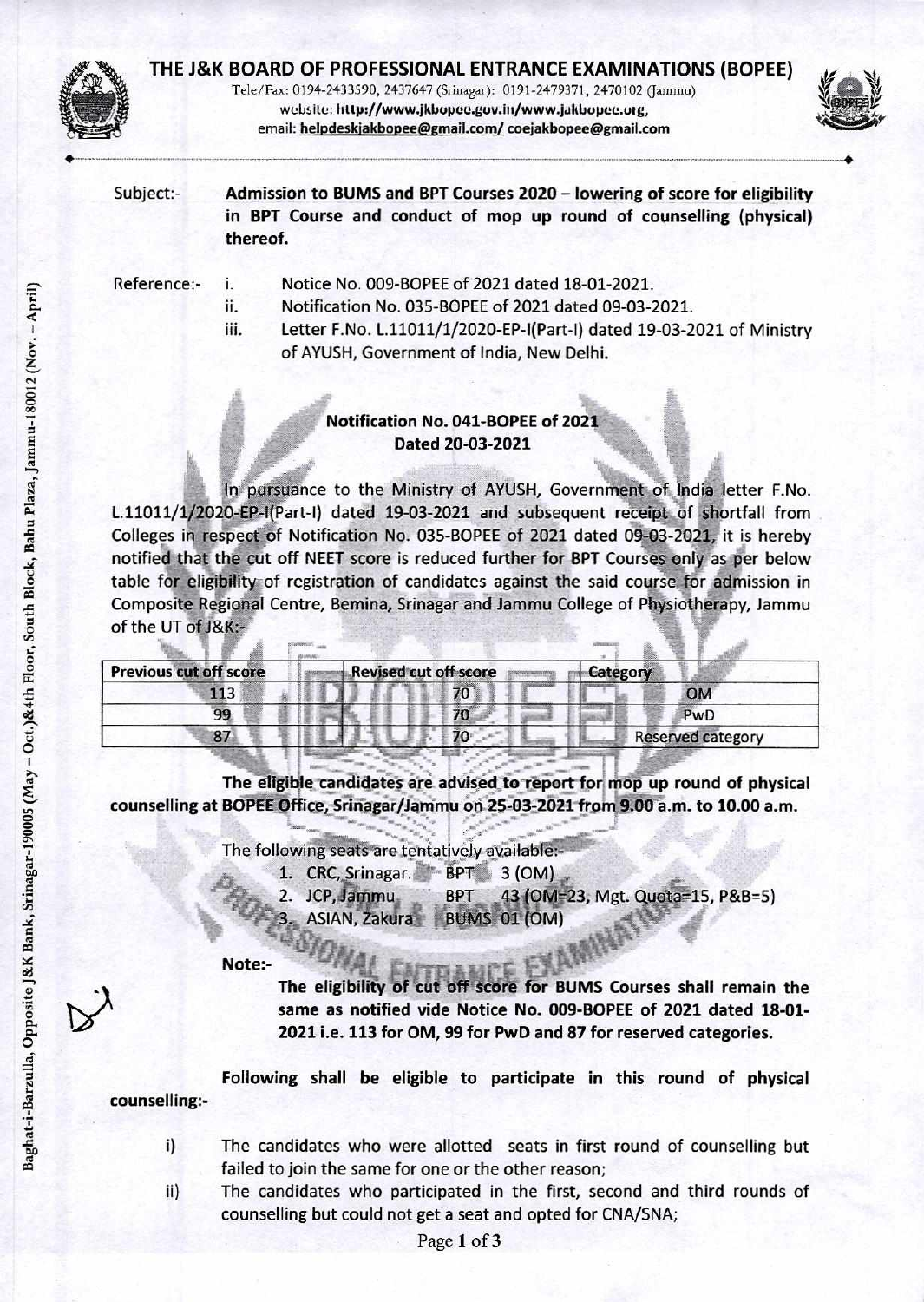# THE J&K BOARD OF PROFESSIONAL ENTRANCE EXAMINATIONS (BOPEE)

Tele/Fax: 0194-2433590, 2437647 (Srinagar): 0191-2479371, 2470102 (Jammu)
website: http://www.jkbopee.gov.in/www.jakbopee.org,
email: helpdeskjakbopee@gmail.com/ coejakbopee@gmail.com

Baghat-i-Barzulla, Opposite J&K Bank, Srinagar-190005 (May – Oct.)&4th Floor, South Block, Bahu Plaza, Jammu-180012 (Nov. – April)

**Subject:-** **Admission to BUMS and BPT Courses 2020 – lowering of score for eligibility in BPT Course and conduct of mop up round of counselling (physical) thereof.**

**Reference:-**

i. Notice No. 009-BOPEE of 2021 dated 18-01-2021.
ii. Notification No. 035-BOPEE of 2021 dated 09-03-2021.
iii. Letter F.No. L.11011/1/2020-EP-I(Part-I) dated 19-03-2021 of Ministry of AYUSH, Government of India, New Delhi.

**Notification No. 041-BOPEE of 2021**
**Dated 20-03-2021**

In pursuance to the Ministry of AYUSH, Government of India letter F.No. L.11011/1/2020-EP-I(Part-I) dated 19-03-2021 and subsequent receipt of shortfall from Colleges in respect of Notification No. 035-BOPEE of 2021 dated 09-03-2021, it is hereby notified that the cut off NEET score is reduced further for BPT Courses only as per below table for eligibility of registration of candidates against the said course for admission in Composite Regional Centre, Bemina, Srinagar and Jammu College of Physiotherapy, Jammu of the UT of J&K:-

| Previous cut off score | Revised cut off score | Category |
|---|---|---|
| 113 | 70 | OM |
| 99 | 70 | PwD |
| 87 | 70 | Reserved category |

**The eligible candidates are advised to report for mop up round of physical counselling at BOPEE Office, Srinagar/Jammu on 25-03-2021 from 9.00 a.m. to 10.00 a.m.**

The following seats are tentatively available:-

1. CRC, Srinagar. BPT 3 (OM)
2. JCP, Jammu BPT 43 (OM=23, Mgt. Quota=15, P&B=5)
3. ASIAN, Zakura BUMS 01 (OM)

**Note:-**

**The eligibility of cut off score for BUMS Courses shall remain the same as notified vide Notice No. 009-BOPEE of 2021 dated 18-01-2021 i.e. 113 for OM, 99 for PwD and 87 for reserved categories.**

**Following shall be eligible to participate in this round of physical counselling:-**

i) The candidates who were allotted seats in first round of counselling but failed to join the same for one or the other reason;
ii) The candidates who participated in the first, second and third rounds of counselling but could not get a seat and opted for CNA/SNA;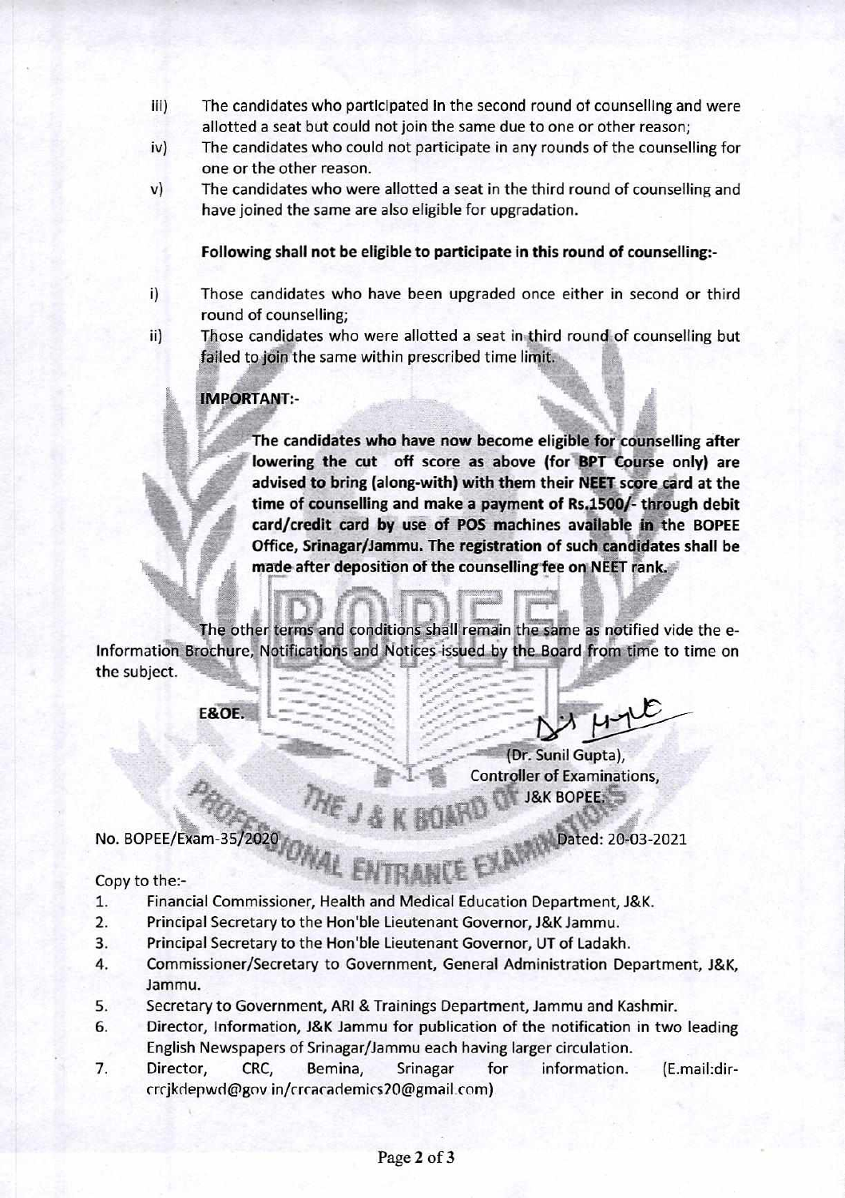iii) The candidates who participated in the second round of counselling and were allotted a seat but could not join the same due to one or other reason;

iv) The candidates who could not participate in any rounds of the counselling for one or the other reason.

v) The candidates who were allotted a seat in the third round of counselling and have joined the same are also eligible for upgradation.

**Following shall not be eligible to participate in this round of counselling:-**

i) Those candidates who have been upgraded once either in second or third round of counselling;

ii) Those candidates who were allotted a seat in third round of counselling but failed to join the same within prescribed time limit.

**IMPORTANT:-**

> **The candidates who have now become eligible for counselling after lowering the cut off score as above (for BPT Course only) are advised to bring (along-with) with them their NEET score card at the time of counselling and make a payment of Rs.1500/- through debit card/credit card by use of POS machines available in the BOPEE Office, Srinagar/Jammu. The registration of such candidates shall be made after deposition of the counselling fee on NEET rank.**

The other terms and conditions shall remain the same as notified vide the e-Information Brochure, Notifications and Notices issued by the Board from time to time on the subject.

E&OE.

(Dr. Sunil Gupta),
Controller of Examinations,
J&K BOPEE.

No. BOPEE/Exam-35/2020 Dated: 20-03-2021

Copy to the:-

1. Financial Commissioner, Health and Medical Education Department, J&K.
2. Principal Secretary to the Hon'ble Lieutenant Governor, J&K Jammu.
3. Principal Secretary to the Hon'ble Lieutenant Governor, UT of Ladakh.
4. Commissioner/Secretary to Government, General Administration Department, J&K, Jammu.
5. Secretary to Government, ARI & Trainings Department, Jammu and Kashmir.
6. Director, Information, J&K Jammu for publication of the notification in two leading English Newspapers of Srinagar/Jammu each having larger circulation.
7. Director, CRC, Bemina, Srinagar for information. (E.mail:dir-crcjkdepwd@gov in/crcacademics20@gmail.com)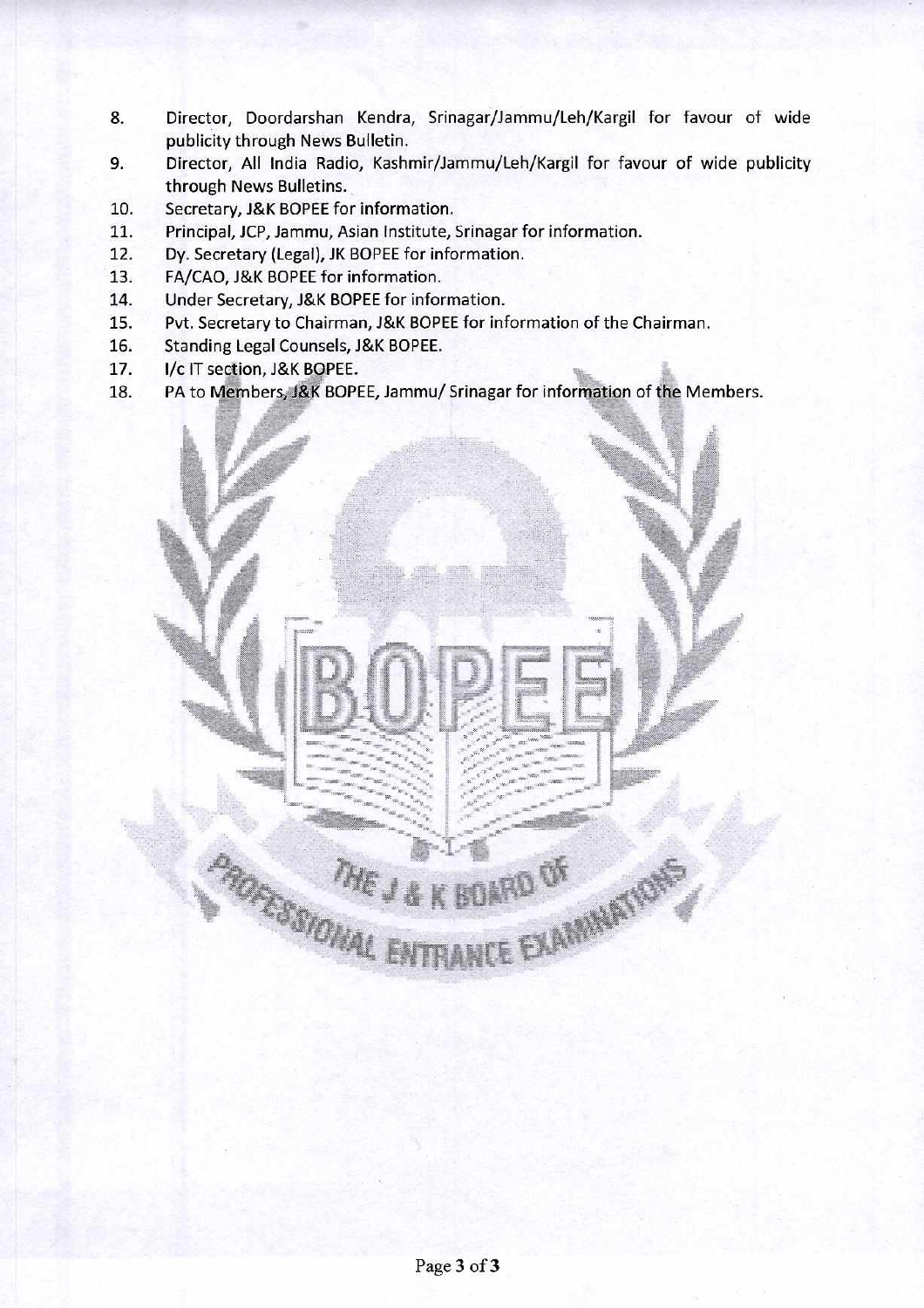8. Director, Doordarshan Kendra, Srinagar/Jammu/Leh/Kargil for favour of wide publicity through News Bulletin.
9. Director, All India Radio, Kashmir/Jammu/Leh/Kargil for favour of wide publicity through News Bulletins.
10. Secretary, J&K BOPEE for information.
11. Principal, JCP, Jammu, Asian Institute, Srinagar for information.
12. Dy. Secretary (Legal), JK BOPEE for information.
13. FA/CAO, J&K BOPEE for information.
14. Under Secretary, J&K BOPEE for information.
15. Pvt. Secretary to Chairman, J&K BOPEE for information of the Chairman.
16. Standing Legal Counsels, J&K BOPEE.
17. I/c IT section, J&K BOPEE.
18. PA to Members, J&K BOPEE, Jammu/ Srinagar for information of the Members.